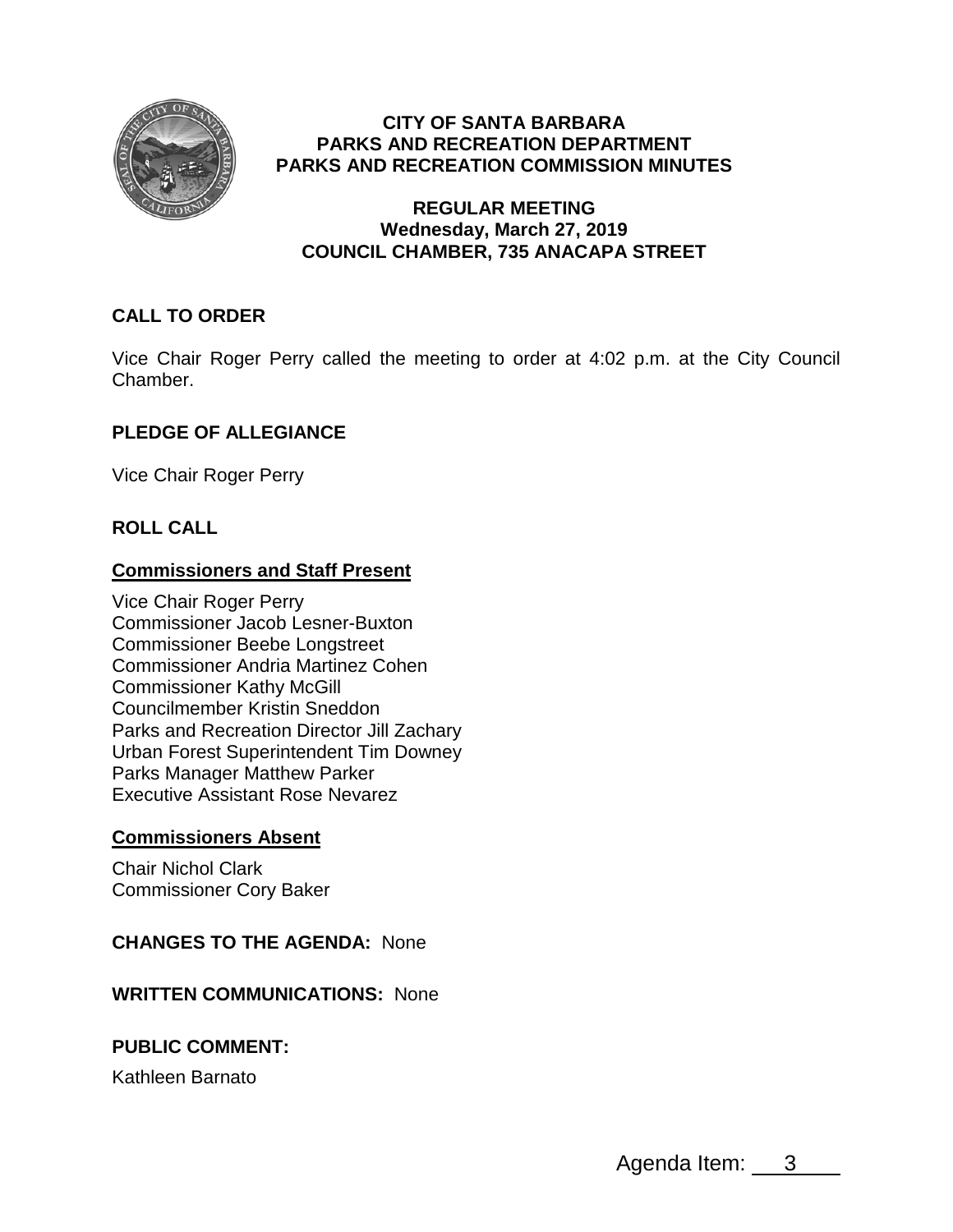# CITY OF SANTA BARBARA
# PARKS AND RECREATION DEPARTMENT
# PARKS AND RECREATION COMMISSION MINUTES

## REGULAR MEETING
## Wednesday, March 27, 2019
## COUNCIL CHAMBER, 735 ANACAPA STREET

## CALL TO ORDER

Vice Chair Roger Perry called the meeting to order at 4:02 p.m. at the City Council Chamber.

## PLEDGE OF ALLEGIANCE

Vice Chair Roger Perry

## ROLL CALL

### Commissioners and Staff Present

Vice Chair Roger Perry
Commissioner Jacob Lesner-Buxton
Commissioner Beebe Longstreet
Commissioner Andria Martinez Cohen
Commissioner Kathy McGill
Councilmember Kristin Sneddon
Parks and Recreation Director Jill Zachary
Urban Forest Superintendent Tim Downey
Parks Manager Matthew Parker
Executive Assistant Rose Nevarez

### Commissioners Absent

Chair Nichol Clark
Commissioner Cory Baker

**CHANGES TO THE AGENDA:** None

**WRITTEN COMMUNICATIONS:** None

**PUBLIC COMMENT:**

Kathleen Barnato

Agenda Item: 3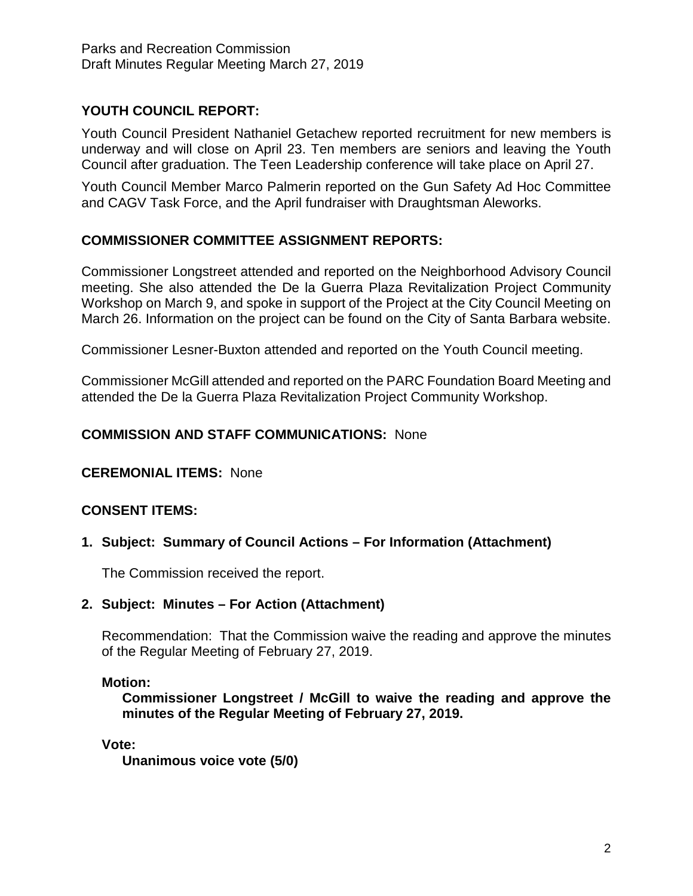## YOUTH COUNCIL REPORT:

Youth Council President Nathaniel Getachew reported recruitment for new members is underway and will close on April 23. Ten members are seniors and leaving the Youth Council after graduation. The Teen Leadership conference will take place on April 27.

Youth Council Member Marco Palmerin reported on the Gun Safety Ad Hoc Committee and CAGV Task Force, and the April fundraiser with Draughtsman Aleworks.

## COMMISSIONER COMMITTEE ASSIGNMENT REPORTS:

Commissioner Longstreet attended and reported on the Neighborhood Advisory Council meeting. She also attended the De la Guerra Plaza Revitalization Project Community Workshop on March 9, and spoke in support of the Project at the City Council Meeting on March 26. Information on the project can be found on the City of Santa Barbara website.

Commissioner Lesner-Buxton attended and reported on the Youth Council meeting.

Commissioner McGill attended and reported on the PARC Foundation Board Meeting and attended the De la Guerra Plaza Revitalization Project Community Workshop.

## COMMISSION AND STAFF COMMUNICATIONS: None

## CEREMONIAL ITEMS: None

## CONSENT ITEMS:

### 1. Subject: Summary of Council Actions – For Information (Attachment)

The Commission received the report.

### 2. Subject: Minutes – For Action (Attachment)

Recommendation: That the Commission waive the reading and approve the minutes of the Regular Meeting of February 27, 2019.

**Motion:**

**Commissioner Longstreet / McGill to waive the reading and approve the minutes of the Regular Meeting of February 27, 2019.**

**Vote:**

**Unanimous voice vote (5/0)**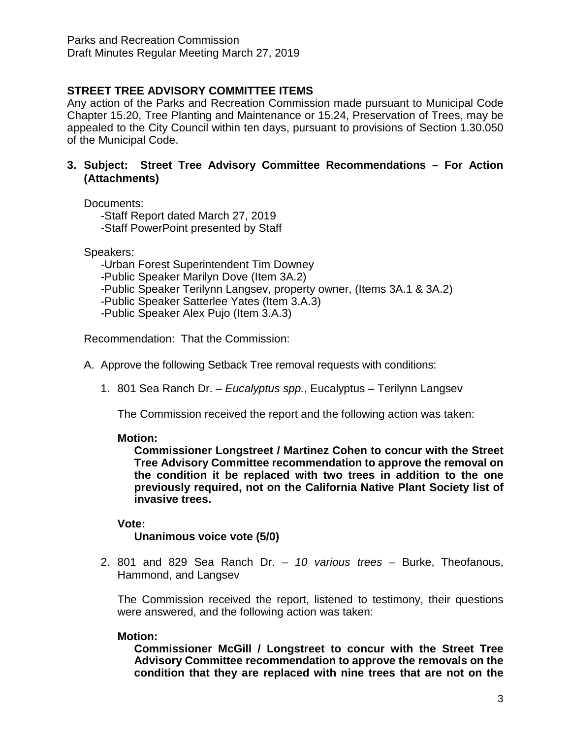## STREET TREE ADVISORY COMMITTEE ITEMS

Any action of the Parks and Recreation Commission made pursuant to Municipal Code Chapter 15.20, Tree Planting and Maintenance or 15.24, Preservation of Trees, may be appealed to the City Council within ten days, pursuant to provisions of Section 1.30.050 of the Municipal Code.

**3. Subject: Street Tree Advisory Committee Recommendations – For Action (Attachments)**

Documents:

- -Staff Report dated March 27, 2019
- -Staff PowerPoint presented by Staff

Speakers:

- -Urban Forest Superintendent Tim Downey
- -Public Speaker Marilyn Dove (Item 3A.2)
- -Public Speaker Terilynn Langsev, property owner, (Items 3A.1 & 3A.2)
- -Public Speaker Satterlee Yates (Item 3.A.3)
- -Public Speaker Alex Pujo (Item 3.A.3)

Recommendation: That the Commission:

A. Approve the following Setback Tree removal requests with conditions:

1. 801 Sea Ranch Dr. – *Eucalyptus spp.*, Eucalyptus – Terilynn Langsev

   The Commission received the report and the following action was taken:

   **Motion:**

   **Commissioner Longstreet / Martinez Cohen to concur with the Street Tree Advisory Committee recommendation to approve the removal on the condition it be replaced with two trees in addition to the one previously required, not on the California Native Plant Society list of invasive trees.**

   **Vote:**

   **Unanimous voice vote (5/0)**

2. 801 and 829 Sea Ranch Dr. – *10 various trees* – Burke, Theofanous, Hammond, and Langsev

   The Commission received the report, listened to testimony, their questions were answered, and the following action was taken:

   **Motion:**

   **Commissioner McGill / Longstreet to concur with the Street Tree Advisory Committee recommendation to approve the removals on the condition that they are replaced with nine trees that are not on the**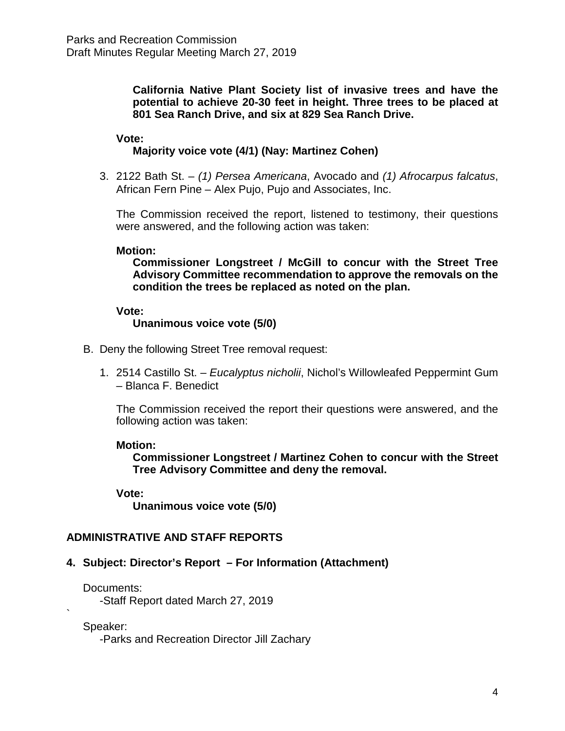**California Native Plant Society list of invasive trees and have the potential to achieve 20-30 feet in height. Three trees to be placed at 801 Sea Ranch Drive, and six at 829 Sea Ranch Drive.**

**Vote:**
**Majority voice vote (4/1) (Nay: Martinez Cohen)**

3. 2122 Bath St. – *(1) Persea Americana*, Avocado and *(1) Afrocarpus falcatus*, African Fern Pine – Alex Pujo, Pujo and Associates, Inc.

   The Commission received the report, listened to testimony, their questions were answered, and the following action was taken:

   **Motion:**
   **Commissioner Longstreet / McGill to concur with the Street Tree Advisory Committee recommendation to approve the removals on the condition the trees be replaced as noted on the plan.**

   **Vote:**
   **Unanimous voice vote (5/0)**

B. Deny the following Street Tree removal request:

1. 2514 Castillo St. – *Eucalyptus nicholii*, Nichol's Willowleafed Peppermint Gum – Blanca F. Benedict

   The Commission received the report their questions were answered, and the following action was taken:

   **Motion:**
   **Commissioner Longstreet / Martinez Cohen to concur with the Street Tree Advisory Committee and deny the removal.**

   **Vote:**
   **Unanimous voice vote (5/0)**

## ADMINISTRATIVE AND STAFF REPORTS

### 4. Subject: Director's Report – For Information (Attachment)

Documents:
-Staff Report dated March 27, 2019

Speaker:
-Parks and Recreation Director Jill Zachary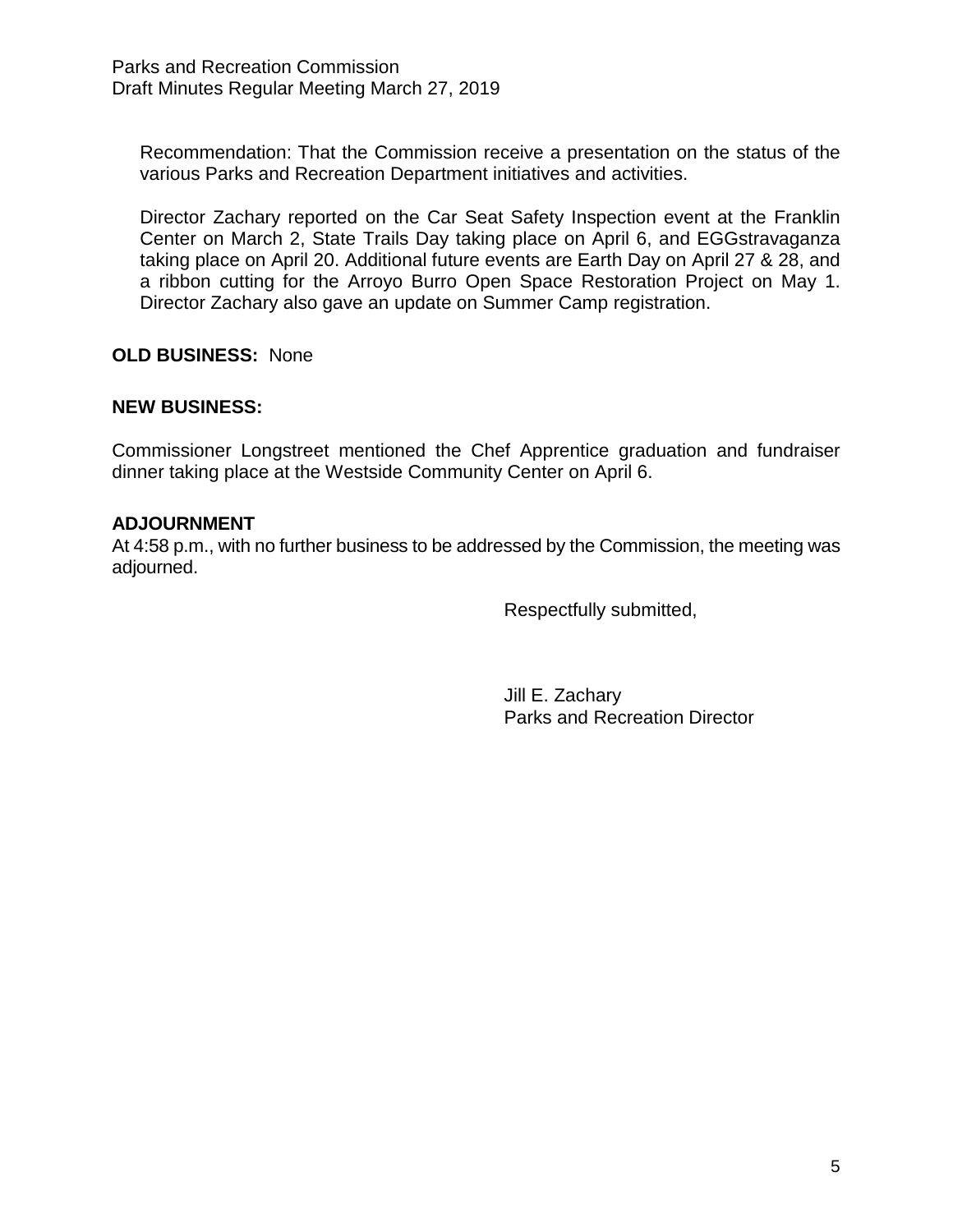Recommendation: That the Commission receive a presentation on the status of the various Parks and Recreation Department initiatives and activities.

Director Zachary reported on the Car Seat Safety Inspection event at the Franklin Center on March 2, State Trails Day taking place on April 6, and EGGstravaganza taking place on April 20. Additional future events are Earth Day on April 27 & 28, and a ribbon cutting for the Arroyo Burro Open Space Restoration Project on May 1. Director Zachary also gave an update on Summer Camp registration.

**OLD BUSINESS:** None

**NEW BUSINESS:**

Commissioner Longstreet mentioned the Chef Apprentice graduation and fundraiser dinner taking place at the Westside Community Center on April 6.

**ADJOURNMENT**

At 4:58 p.m., with no further business to be addressed by the Commission, the meeting was adjourned.

Respectfully submitted,

Jill E. Zachary
Parks and Recreation Director